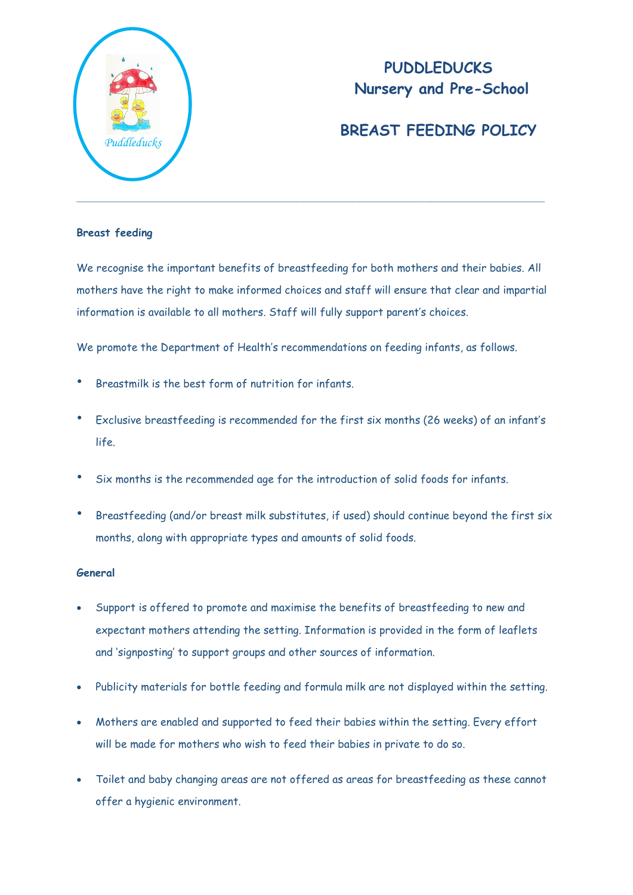# PUDDLEDUCKS
# Nursery and Pre-School

## BREAST FEEDING POLICY

---

### Breast feeding

We recognise the important benefits of breastfeeding for both mothers and their babies. All mothers have the right to make informed choices and staff will ensure that clear and impartial information is available to all mothers. Staff will fully support parent's choices.

We promote the Department of Health's recommendations on feeding infants, as follows.

- Breastmilk is the best form of nutrition for infants.
- Exclusive breastfeeding is recommended for the first six months (26 weeks) of an infant's life.
- Six months is the recommended age for the introduction of solid foods for infants.
- Breastfeeding (and/or breast milk substitutes, if used) should continue beyond the first six months, along with appropriate types and amounts of solid foods.

### General

- Support is offered to promote and maximise the benefits of breastfeeding to new and expectant mothers attending the setting. Information is provided in the form of leaflets and 'signposting' to support groups and other sources of information.
- Publicity materials for bottle feeding and formula milk are not displayed within the setting.
- Mothers are enabled and supported to feed their babies within the setting. Every effort will be made for mothers who wish to feed their babies in private to do so.
- Toilet and baby changing areas are not offered as areas for breastfeeding as these cannot offer a hygienic environment.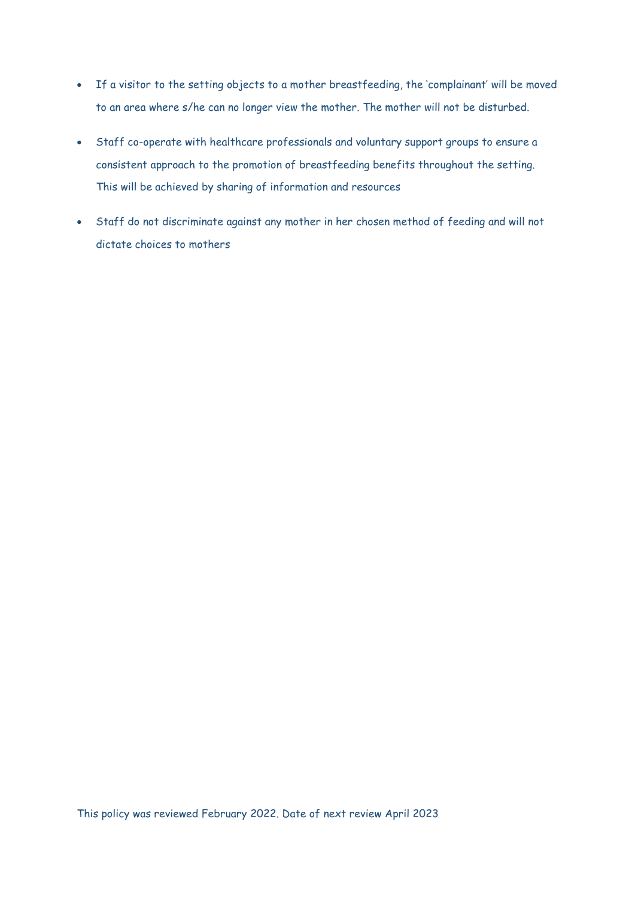- If a visitor to the setting objects to a mother breastfeeding, the 'complainant' will be moved to an area where s/he can no longer view the mother. The mother will not be disturbed.
- Staff co-operate with healthcare professionals and voluntary support groups to ensure a consistent approach to the promotion of breastfeeding benefits throughout the setting. This will be achieved by sharing of information and resources
- Staff do not discriminate against any mother in her chosen method of feeding and will not dictate choices to mothers

This policy was reviewed February 2022. Date of next review April 2023